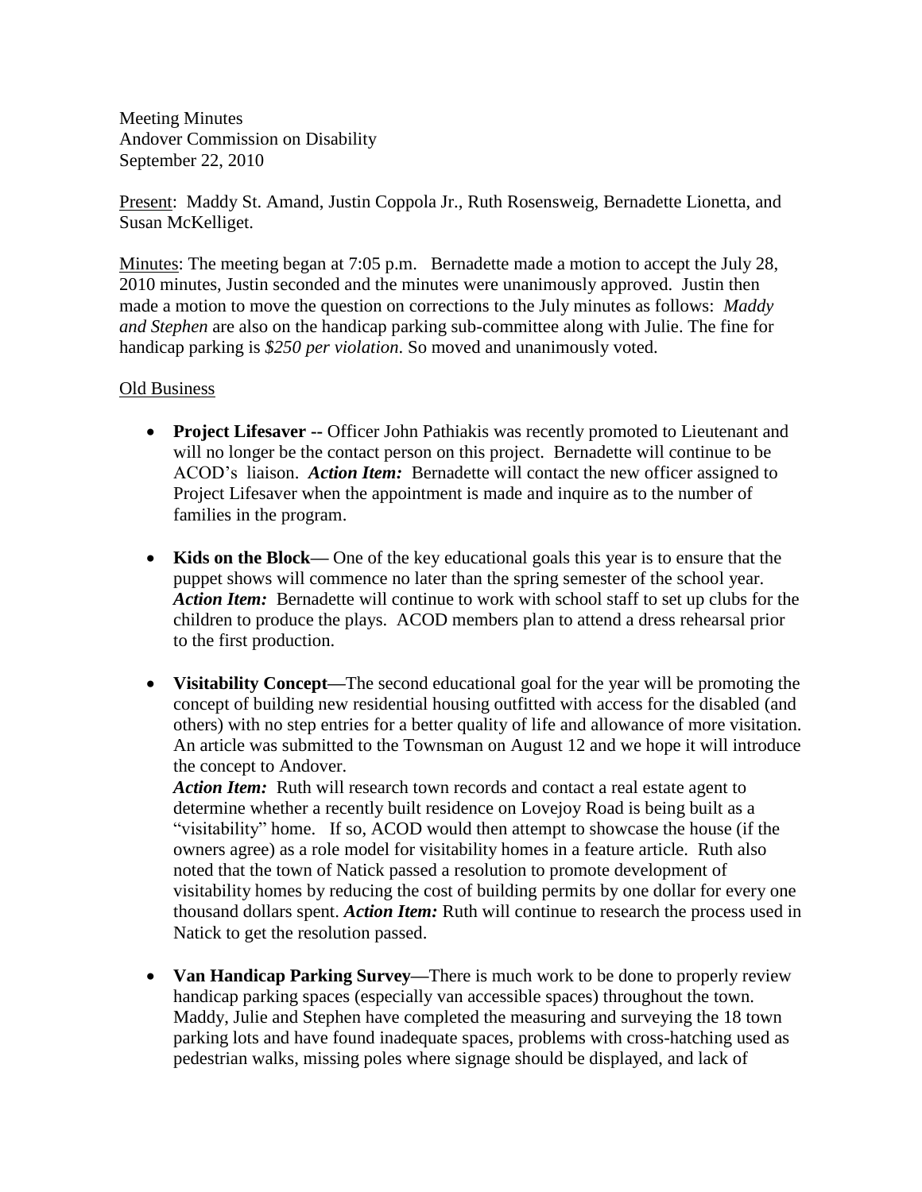Meeting Minutes
Andover Commission on Disability
September 22, 2010

Present: Maddy St. Amand, Justin Coppola Jr., Ruth Rosensweig, Bernadette Lionetta, and Susan McKelliget.

Minutes: The meeting began at 7:05 p.m. Bernadette made a motion to accept the July 28, 2010 minutes, Justin seconded and the minutes were unanimously approved. Justin then made a motion to move the question on corrections to the July minutes as follows: *Maddy and Stephen* are also on the handicap parking sub-committee along with Julie. The fine for handicap parking is *$250 per violation*. So moved and unanimously voted.

Old Business

- **Project Lifesaver --** Officer John Pathiakis was recently promoted to Lieutenant and will no longer be the contact person on this project. Bernadette will continue to be ACOD's liaison. ***Action Item:*** Bernadette will contact the new officer assigned to Project Lifesaver when the appointment is made and inquire as to the number of families in the program.

- **Kids on the Block—** One of the key educational goals this year is to ensure that the puppet shows will commence no later than the spring semester of the school year. ***Action Item:*** Bernadette will continue to work with school staff to set up clubs for the children to produce the plays. ACOD members plan to attend a dress rehearsal prior to the first production.

- **Visitability Concept—**The second educational goal for the year will be promoting the concept of building new residential housing outfitted with access for the disabled (and others) with no step entries for a better quality of life and allowance of more visitation. An article was submitted to the Townsman on August 12 and we hope it will introduce the concept to Andover.
  ***Action Item:*** Ruth will research town records and contact a real estate agent to determine whether a recently built residence on Lovejoy Road is being built as a "visitability" home. If so, ACOD would then attempt to showcase the house (if the owners agree) as a role model for visitability homes in a feature article. Ruth also noted that the town of Natick passed a resolution to promote development of visitability homes by reducing the cost of building permits by one dollar for every one thousand dollars spent. ***Action Item:*** Ruth will continue to research the process used in Natick to get the resolution passed.

- **Van Handicap Parking Survey—**There is much work to be done to properly review handicap parking spaces (especially van accessible spaces) throughout the town. Maddy, Julie and Stephen have completed the measuring and surveying the 18 town parking lots and have found inadequate spaces, problems with cross-hatching used as pedestrian walks, missing poles where signage should be displayed, and lack of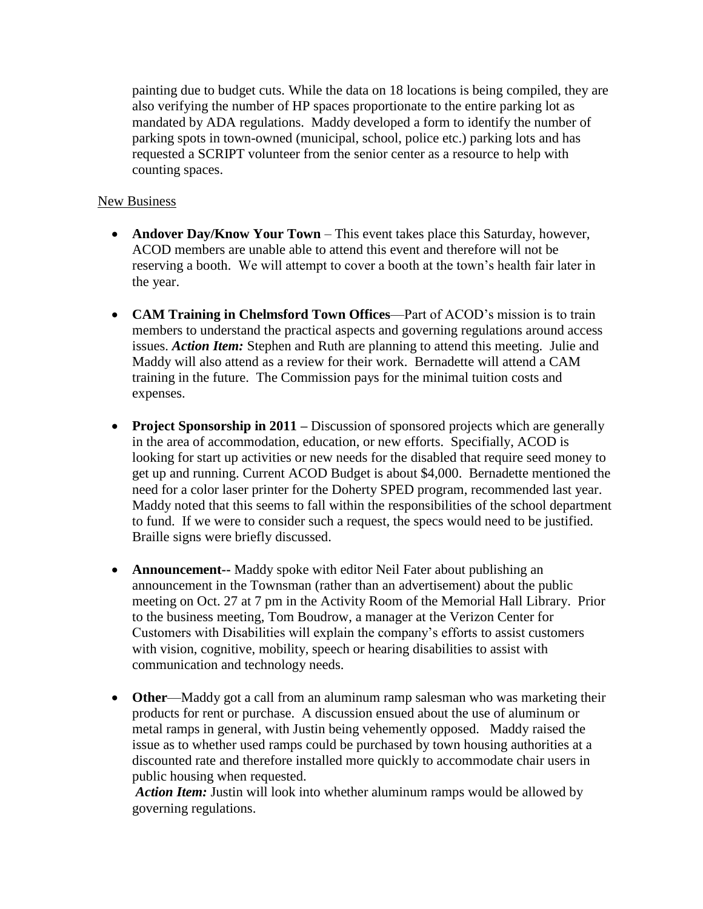painting due to budget cuts. While the data on 18 locations is being compiled, they are also verifying the number of HP spaces proportionate to the entire parking lot as mandated by ADA regulations. Maddy developed a form to identify the number of parking spots in town-owned (municipal, school, police etc.) parking lots and has requested a SCRIPT volunteer from the senior center as a resource to help with counting spaces.

New Business

- **Andover Day/Know Your Town** – This event takes place this Saturday, however, ACOD members are unable able to attend this event and therefore will not be reserving a booth. We will attempt to cover a booth at the town's health fair later in the year.

- **CAM Training in Chelmsford Town Offices**—Part of ACOD's mission is to train members to understand the practical aspects and governing regulations around access issues. ***Action Item:*** Stephen and Ruth are planning to attend this meeting. Julie and Maddy will also attend as a review for their work. Bernadette will attend a CAM training in the future. The Commission pays for the minimal tuition costs and expenses.

- **Project Sponsorship in 2011 –** Discussion of sponsored projects which are generally in the area of accommodation, education, or new efforts. Specifially, ACOD is looking for start up activities or new needs for the disabled that require seed money to get up and running. Current ACOD Budget is about $4,000. Bernadette mentioned the need for a color laser printer for the Doherty SPED program, recommended last year. Maddy noted that this seems to fall within the responsibilities of the school department to fund. If we were to consider such a request, the specs would need to be justified. Braille signs were briefly discussed.

- **Announcement--** Maddy spoke with editor Neil Fater about publishing an announcement in the Townsman (rather than an advertisement) about the public meeting on Oct. 27 at 7 pm in the Activity Room of the Memorial Hall Library. Prior to the business meeting, Tom Boudrow, a manager at the Verizon Center for Customers with Disabilities will explain the company's efforts to assist customers with vision, cognitive, mobility, speech or hearing disabilities to assist with communication and technology needs.

- **Other**—Maddy got a call from an aluminum ramp salesman who was marketing their products for rent or purchase. A discussion ensued about the use of aluminum or metal ramps in general, with Justin being vehemently opposed. Maddy raised the issue as to whether used ramps could be purchased by town housing authorities at a discounted rate and therefore installed more quickly to accommodate chair users in public housing when requested.
  ***Action Item:*** Justin will look into whether aluminum ramps would be allowed by governing regulations.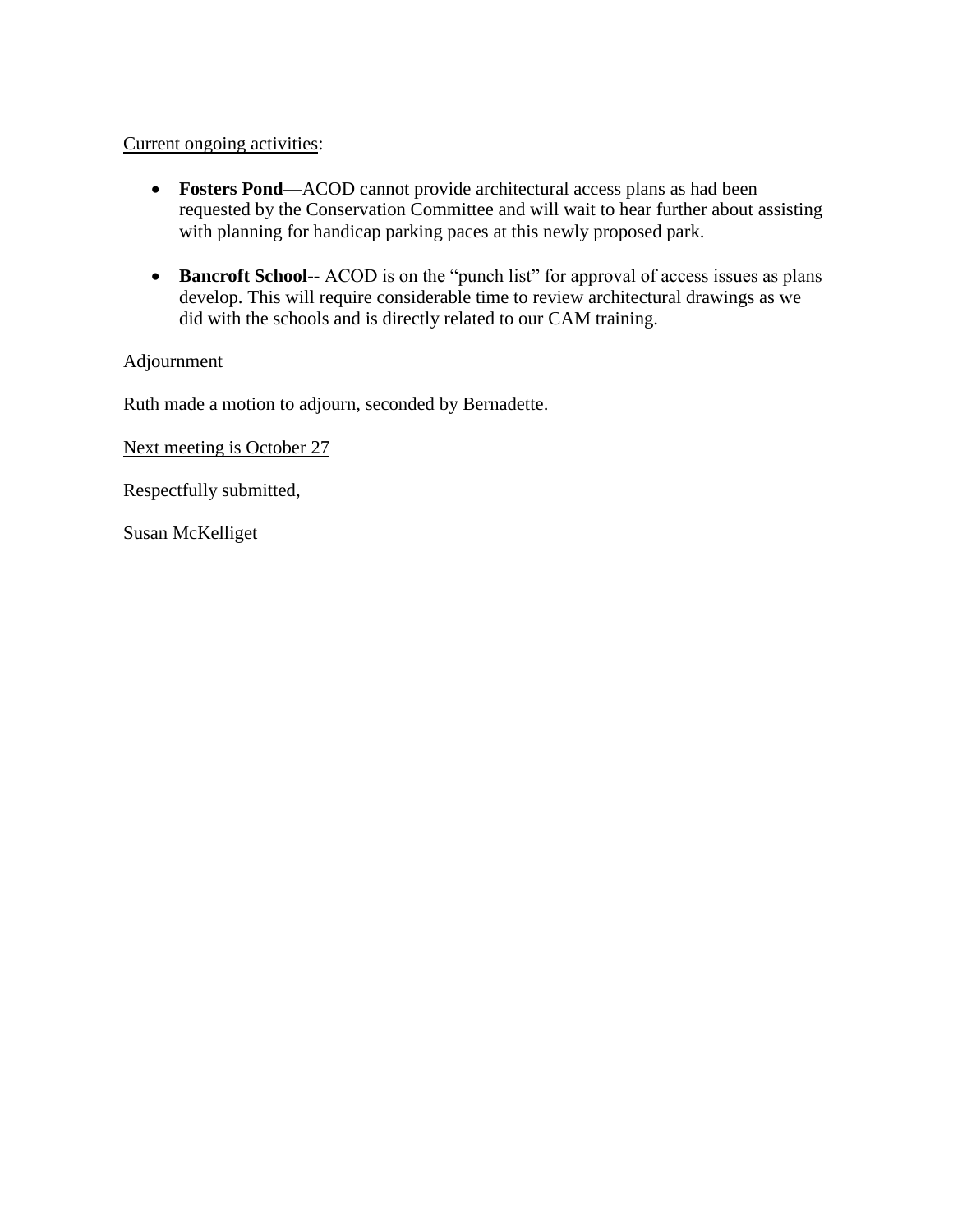Current ongoing activities:

- **Fosters Pond**—ACOD cannot provide architectural access plans as had been requested by the Conservation Committee and will wait to hear further about assisting with planning for handicap parking paces at this newly proposed park.

- **Bancroft School**-- ACOD is on the "punch list" for approval of access issues as plans develop. This will require considerable time to review architectural drawings as we did with the schools and is directly related to our CAM training.

Adjournment

Ruth made a motion to adjourn, seconded by Bernadette.

Next meeting is October 27

Respectfully submitted,

Susan McKelliget